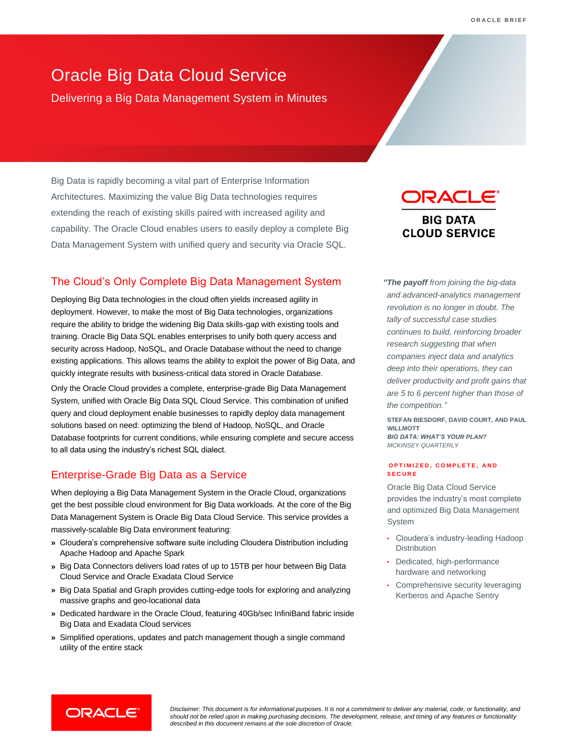# Oracle Big Data Cloud Service

## Delivering a Big Data Management System in Minutes

Big Data is rapidly becoming a vital part of Enterprise Information Architectures. Maximizing the value Big Data technologies requires extending the reach of existing skills paired with increased agility and capability. The Oracle Cloud enables users to easily deploy a complete Big Data Management System with unified query and security via Oracle SQL.

## The Cloud's Only Complete Big Data Management System

Deploying Big Data technologies in the cloud often yields increased agility in deployment. However, to make the most of Big Data technologies, organizations require the ability to bridge the widening Big Data skills-gap with existing tools and training. Oracle Big Data SQL enables enterprises to unify both query access and security across Hadoop, NoSQL, and Oracle Database without the need to change existing applications. This allows teams the ability to exploit the power of Big Data, and quickly integrate results with business-critical data stored in Oracle Database.

Only the Oracle Cloud provides a complete, enterprise-grade Big Data Management System, unified with Oracle Big Data SQL Cloud Service. This combination of unified query and cloud deployment enable businesses to rapidly deploy data management solutions based on need: optimizing the blend of Hadoop, NoSQL, and Oracle Database footprints for current conditions, while ensuring complete and secure access to all data using the industry's richest SQL dialect.

## Enterprise-Grade Big Data as a Service

When deploying a Big Data Management System in the Oracle Cloud, organizations get the best possible cloud environment for Big Data workloads. At the core of the Big Data Management System is Oracle Big Data Cloud Service. This service provides a massively-scalable Big Data environment featuring:

- Cloudera's comprehensive software suite including Cloudera Distribution including Apache Hadoop and Apache Spark
- Big Data Connectors delivers load rates of up to 15TB per hour between Big Data Cloud Service and Oracle Exadata Cloud Service
- Big Data Spatial and Graph provides cutting-edge tools for exploring and analyzing massive graphs and geo-locational data
- Dedicated hardware in the Oracle Cloud, featuring 40Gb/sec InfiniBand fabric inside Big Data and Exadata Cloud services
- Simplified operations, updates and patch management though a single command utility of the entire stack

ORACLE
**BIG DATA CLOUD SERVICE**

*"**The payoff** from joining the big-data and advanced-analytics management revolution is no longer in doubt. The tally of successful case studies continues to build, reinforcing broader research suggesting that when companies inject data and analytics deep into their operations, they can deliver productivity and profit gains that are 5 to 6 percent higher than those of the competition."*

**STEFAN BIESDORF, DAVID COURT, AND PAUL WILLMOTT**
***BIG DATA: WHAT'S YOUR PLAN?***
*MCKINSEY QUARTERLY*

**OPTIMIZED, COMPLETE, AND SECURE**

Oracle Big Data Cloud Service provides the industry's most complete and optimized Big Data Management System

- Cloudera's industry-leading Hadoop Distribution
- Dedicated, high-performance hardware and networking
- Comprehensive security leveraging Kerberos and Apache Sentry

*Disclaimer: This document is for informational purposes. It is not a commitment to deliver any material, code, or functionality, and should not be relied upon in making purchasing decisions. The development, release, and timing of any features or functionality described in this document remains at the sole discretion of Oracle.*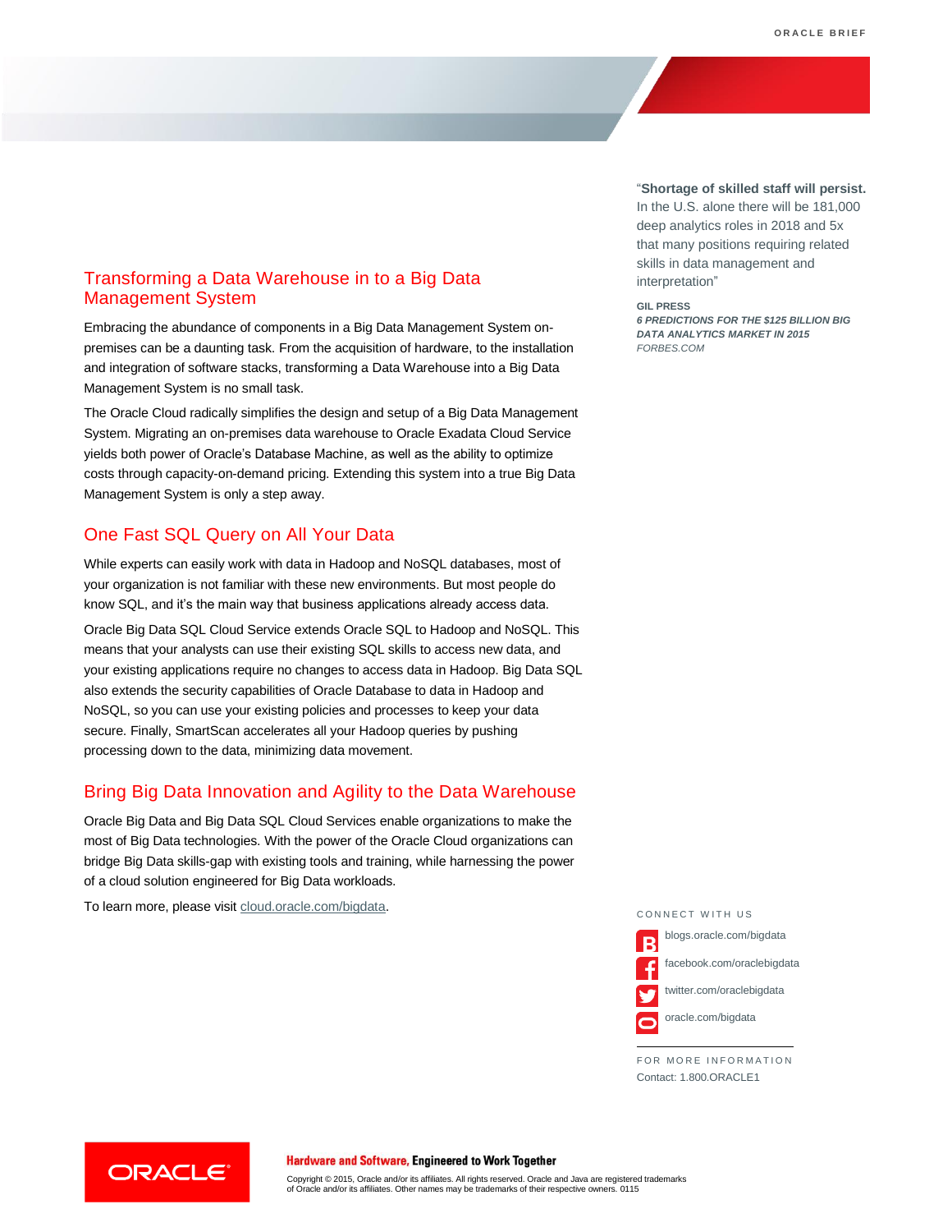## Transforming a Data Warehouse in to a Big Data Management System

Embracing the abundance of components in a Big Data Management System on-premises can be a daunting task. From the acquisition of hardware, to the installation and integration of software stacks, transforming a Data Warehouse into a Big Data Management System is no small task.

The Oracle Cloud radically simplifies the design and setup of a Big Data Management System. Migrating an on-premises data warehouse to Oracle Exadata Cloud Service yields both power of Oracle's Database Machine, as well as the ability to optimize costs through capacity-on-demand pricing. Extending this system into a true Big Data Management System is only a step away.

## One Fast SQL Query on All Your Data

While experts can easily work with data in Hadoop and NoSQL databases, most of your organization is not familiar with these new environments. But most people do know SQL, and it's the main way that business applications already access data.

Oracle Big Data SQL Cloud Service extends Oracle SQL to Hadoop and NoSQL. This means that your analysts can use their existing SQL skills to access new data, and your existing applications require no changes to access data in Hadoop. Big Data SQL also extends the security capabilities of Oracle Database to data in Hadoop and NoSQL, so you can use your existing policies and processes to keep your data secure. Finally, SmartScan accelerates all your Hadoop queries by pushing processing down to the data, minimizing data movement.

## Bring Big Data Innovation and Agility to the Data Warehouse

Oracle Big Data and Big Data SQL Cloud Services enable organizations to make the most of Big Data technologies. With the power of the Oracle Cloud organizations can bridge Big Data skills-gap with existing tools and training, while harnessing the power of a cloud solution engineered for Big Data workloads.

To learn more, please visit [cloud.oracle.com/bigdata](cloud.oracle.com/bigdata).

"**Shortage of skilled staff will persist.** In the U.S. alone there will be 181,000 deep analytics roles in 2018 and 5x that many positions requiring related skills in data management and interpretation"

**GIL PRESS**
***6 PREDICTIONS FOR THE $125 BILLION BIG DATA ANALYTICS MARKET IN 2015***
*FORBES.COM*

CONNECT WITH US

- blogs.oracle.com/bigdata
- facebook.com/oraclebigdata
- twitter.com/oraclebigdata
- oracle.com/bigdata

FOR MORE INFORMATION
Contact: 1.800.ORACLE1

ORACLE

**Hardware and Software, Engineered to Work Together**

Copyright © 2015, Oracle and/or its affiliates. All rights reserved. Oracle and Java are registered trademarks of Oracle and/or its affiliates. Other names may be trademarks of their respective owners. 0115